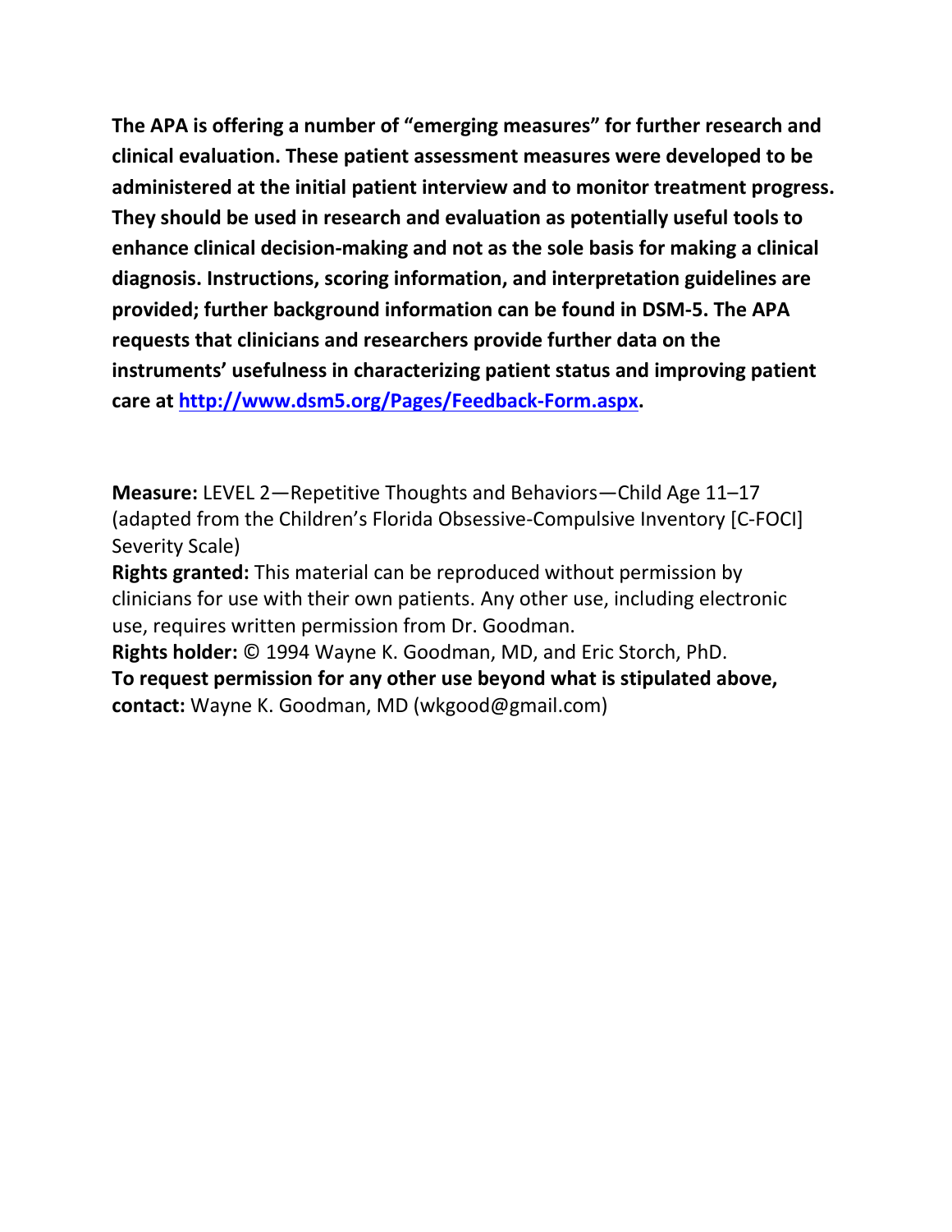**The APA is offering a number of "emerging measures" for further research and clinical evaluation. These patient assessment measures were developed to be administered at the initial patient interview and to monitor treatment progress. They should be used in research and evaluation as potentially useful tools to enhance clinical decision-making and not as the sole basis for making a clinical diagnosis. Instructions, scoring information, and interpretation guidelines are provided; further background information can be found in DSM-5. The APA requests that clinicians and researchers provide further data on the instruments' usefulness in characterizing patient status and improving patient care at [http://www.dsm5.org/Pages/Feedback-Form.aspx](http://www.dsm5.org/Pages/Feedback-Form.aspx).**

**Measure:** LEVEL 2—Repetitive Thoughts and Behaviors—Child Age 11–17 (adapted from the Children's Florida Obsessive-Compulsive Inventory [C-FOCI] Severity Scale)
**Rights granted:** This material can be reproduced without permission by clinicians for use with their own patients. Any other use, including electronic use, requires written permission from Dr. Goodman.
**Rights holder:** © 1994 Wayne K. Goodman, MD, and Eric Storch, PhD.
**To request permission for any other use beyond what is stipulated above, contact:** Wayne K. Goodman, MD (wkgood@gmail.com)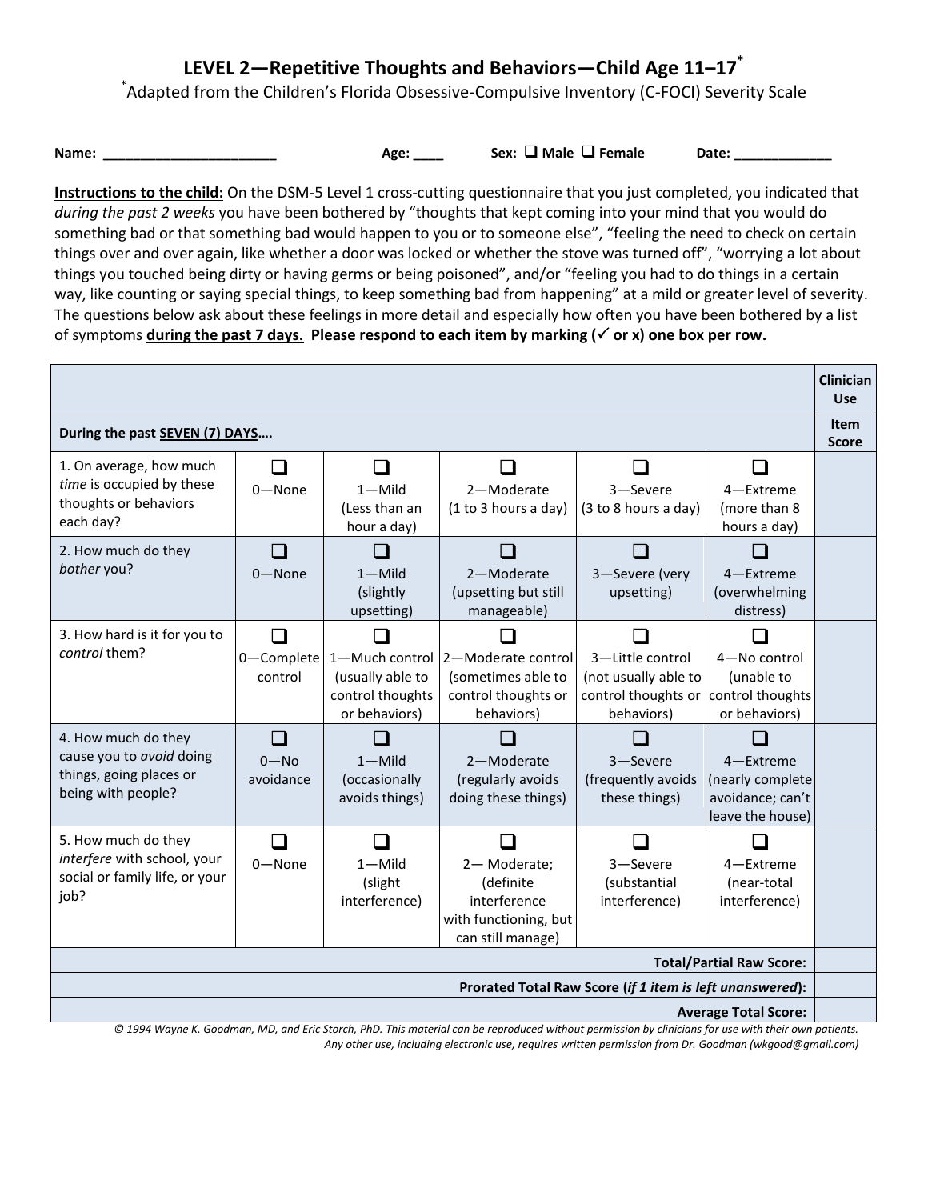# LEVEL 2—Repetitive Thoughts and Behaviors—Child Age 11–17*

*Adapted from the Children's Florida Obsessive-Compulsive Inventory (C-FOCI) Severity Scale

**Name:** _______________________ **Age:** ____ **Sex:** ❑ Male ❑ Female **Date:** _____________

**Instructions to the child:** On the DSM-5 Level 1 cross-cutting questionnaire that you just completed, you indicated that *during the past 2 weeks* you have been bothered by "thoughts that kept coming into your mind that you would do something bad or that something bad would happen to you or to someone else", "feeling the need to check on certain things over and over again, like whether a door was locked or whether the stove was turned off", "worrying a lot about things you touched being dirty or having germs or being poisoned", and/or "feeling you had to do things in a certain way, like counting or saying special things, to keep something bad from happening" at a mild or greater level of severity. The questions below ask about these feelings in more detail and especially how often you have been bothered by a list of symptoms **during the past 7 days. Please respond to each item by marking (✓ or x) one box per row.**

| | | | | | | Clinician Use |
|---|---|---|---|---|---|---|
| During the past SEVEN (7) DAYS…. | | | | | | Item Score |
| 1. On average, how much *time* is occupied by these thoughts or behaviors each day? | ❑ 0—None | ❑ 1—Mild (Less than an hour a day) | ❑ 2—Moderate (1 to 3 hours a day) | ❑ 3—Severe (3 to 8 hours a day) | ❑ 4—Extreme (more than 8 hours a day) | |
| 2. How much do they *bother* you? | ❑ 0—None | ❑ 1—Mild (slightly upsetting) | ❑ 2—Moderate (upsetting but still manageable) | ❑ 3—Severe (very upsetting) | ❑ 4—Extreme (overwhelming distress) | |
| 3. How hard is it for you to *control* them? | ❑ 0—Complete control | ❑ 1—Much control (usually able to control thoughts or behaviors) | ❑ 2—Moderate control (sometimes able to control thoughts or behaviors) | ❑ 3—Little control (not usually able to control thoughts or behaviors) | ❑ 4—No control (unable to control thoughts or behaviors) | |
| 4. How much do they cause you to *avoid* doing things, going places or being with people? | ❑ 0—No avoidance | ❑ 1—Mild (occasionally avoids things) | ❑ 2—Moderate (regularly avoids doing these things) | ❑ 3—Severe (frequently avoids these things) | ❑ 4—Extreme (nearly complete avoidance; can't leave the house) | |
| 5. How much do they *interfere* with school, your social or family life, or your job? | ❑ 0—None | ❑ 1—Mild (slight interference) | ❑ 2— Moderate; (definite interference with functioning, but can still manage) | ❑ 3—Severe (substantial interference) | ❑ 4—Extreme (near-total interference) | |
| | | | | | **Total/Partial Raw Score:** | |
| | | | | | **Prorated Total Raw Score (*if 1 item is left unanswered*):** | |
| | | | | | **Average Total Score:** | |

*© 1994 Wayne K. Goodman, MD, and Eric Storch, PhD. This material can be reproduced without permission by clinicians for use with their own patients. Any other use, including electronic use, requires written permission from Dr. Goodman (wkgood@gmail.com)*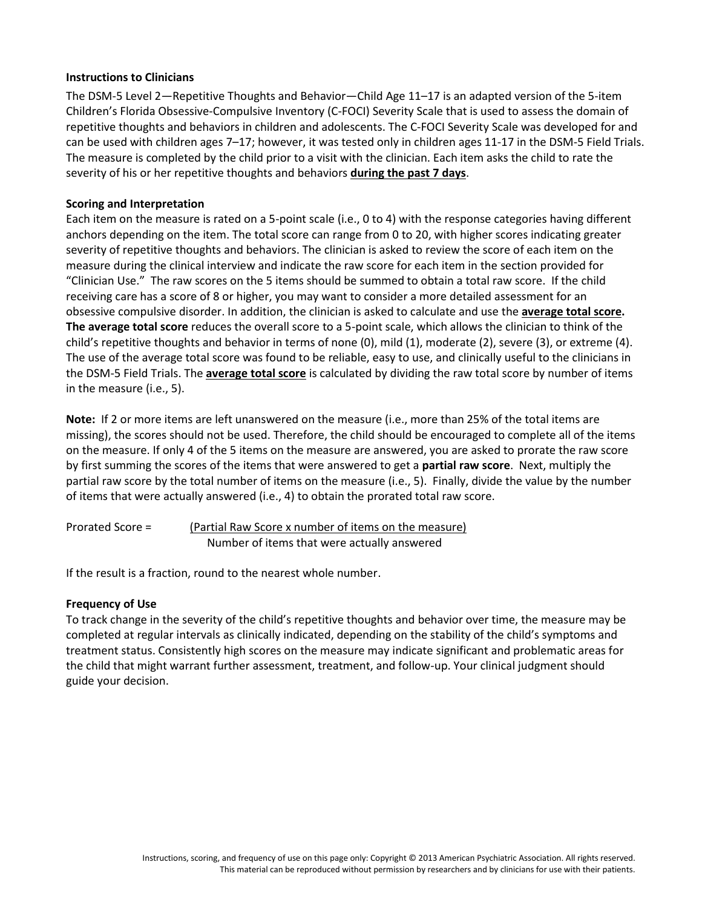**Instructions to Clinicians**

The DSM-5 Level 2—Repetitive Thoughts and Behavior—Child Age 11–17 is an adapted version of the 5-item Children's Florida Obsessive-Compulsive Inventory (C-FOCI) Severity Scale that is used to assess the domain of repetitive thoughts and behaviors in children and adolescents. The C-FOCI Severity Scale was developed for and can be used with children ages 7–17; however, it was tested only in children ages 11-17 in the DSM-5 Field Trials. The measure is completed by the child prior to a visit with the clinician. Each item asks the child to rate the severity of his or her repetitive thoughts and behaviors **<u>during the past 7 days</u>**.

**Scoring and Interpretation**

Each item on the measure is rated on a 5-point scale (i.e., 0 to 4) with the response categories having different anchors depending on the item. The total score can range from 0 to 20, with higher scores indicating greater severity of repetitive thoughts and behaviors. The clinician is asked to review the score of each item on the measure during the clinical interview and indicate the raw score for each item in the section provided for "Clinician Use." The raw scores on the 5 items should be summed to obtain a total raw score. If the child receiving care has a score of 8 or higher, you may want to consider a more detailed assessment for an obsessive compulsive disorder. In addition, the clinician is asked to calculate and use the **<u>average total score</u>. The average total score** reduces the overall score to a 5-point scale, which allows the clinician to think of the child's repetitive thoughts and behavior in terms of none (0), mild (1), moderate (2), severe (3), or extreme (4). The use of the average total score was found to be reliable, easy to use, and clinically useful to the clinicians in the DSM-5 Field Trials. The **<u>average total score</u>** is calculated by dividing the raw total score by number of items in the measure (i.e., 5).

**Note:** If 2 or more items are left unanswered on the measure (i.e., more than 25% of the total items are missing), the scores should not be used. Therefore, the child should be encouraged to complete all of the items on the measure. If only 4 of the 5 items on the measure are answered, you are asked to prorate the raw score by first summing the scores of the items that were answered to get a **partial raw score**. Next, multiply the partial raw score by the total number of items on the measure (i.e., 5). Finally, divide the value by the number of items that were actually answered (i.e., 4) to obtain the prorated total raw score.

$$\text{Prorated Score} = \frac{\text{(Partial Raw Score x number of items on the measure)}}{\text{Number of items that were actually answered}}$$

If the result is a fraction, round to the nearest whole number.

**Frequency of Use**

To track change in the severity of the child's repetitive thoughts and behavior over time, the measure may be completed at regular intervals as clinically indicated, depending on the stability of the child's symptoms and treatment status. Consistently high scores on the measure may indicate significant and problematic areas for the child that might warrant further assessment, treatment, and follow-up. Your clinical judgment should guide your decision.

Instructions, scoring, and frequency of use on this page only: Copyright © 2013 American Psychiatric Association. All rights reserved.
This material can be reproduced without permission by researchers and by clinicians for use with their patients.